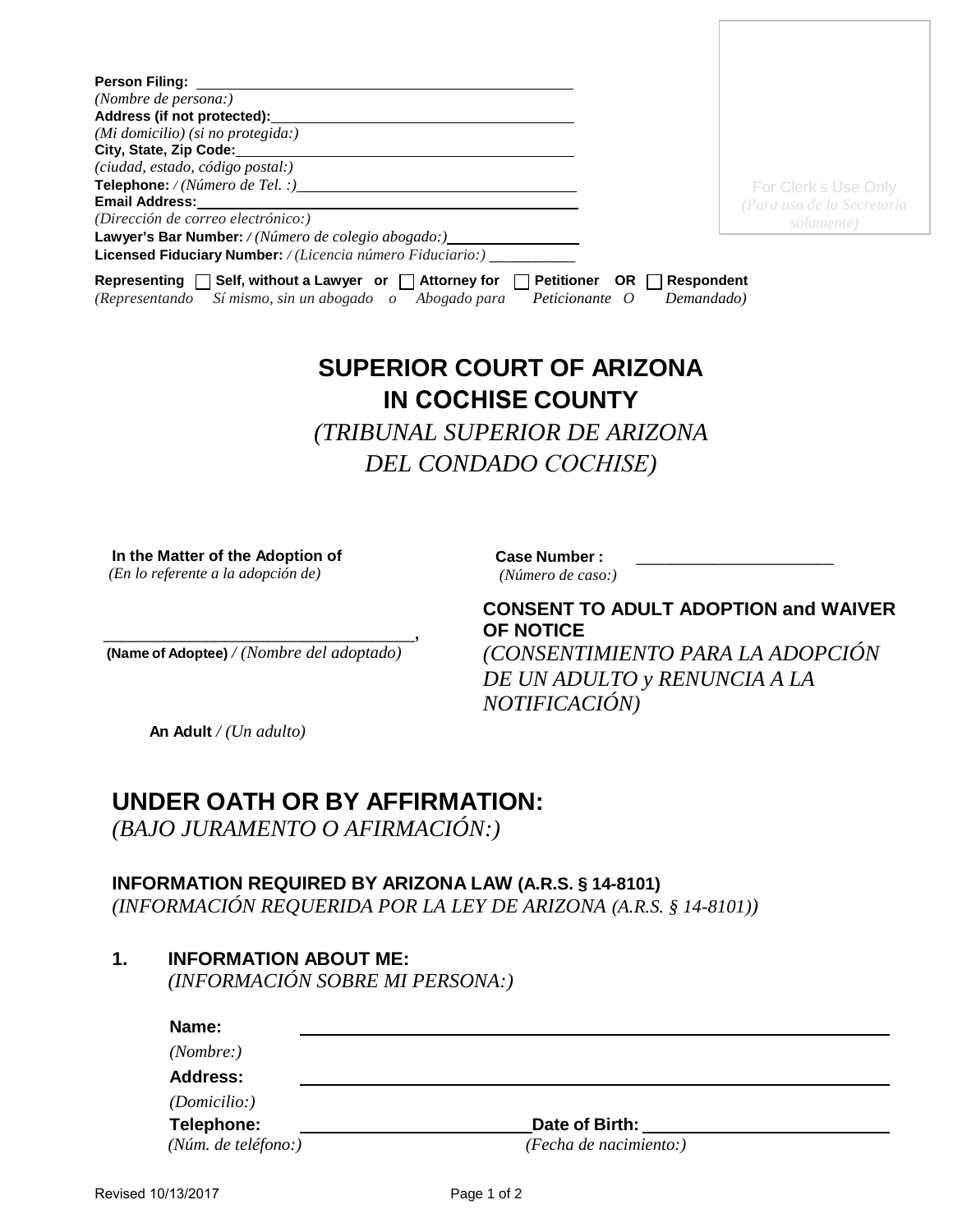**Person Filing:** ______________________________
*(Nombre de persona:)*
**Address (if not protected):** ______________________________
*(Mi domicilio) (si no protegida:)*
**City, State, Zip Code:** ______________________________
*(ciudad, estado, código postal:)*
**Telephone:** / *(Número de Tel. :)* ______________________________
**Email Address:** ______________________________
*(Dirección de correo electrónico:)*
**Lawyer's Bar Number:** / *(Número de colegio abogado:)* ______________
**Licensed Fiduciary Number:** / *(Licencia número Fiduciario:)* __________

For Clerk's Use Only
*(Para uso de la Secretaria solamente)*

**Representing** ☐ **Self, without a Lawyer or** ☐ **Attorney for** ☐ **Petitioner OR** ☐ **Respondent**
*(Representando Sí mismo, sin un abogado o Abogado para Peticionante O Demandado)*

# SUPERIOR COURT OF ARIZONA IN COCHISE COUNTY

*(TRIBUNAL SUPERIOR DE ARIZONA DEL CONDADO COCHISE)*

**In the Matter of the Adoption of**
*(En lo referente a la adopción de)*

___________________________________,
**(Name of Adoptee)** / *(Nombre del adoptado)*

**An Adult** / *(Un adulto)*

**Case Number :** ______________________
*(Número de caso:)*

**CONSENT TO ADULT ADOPTION and WAIVER OF NOTICE**
*(CONSENTIMIENTO PARA LA ADOPCIÓN DE UN ADULTO y RENUNCIA A LA NOTIFICACIÓN)*

## UNDER OATH OR BY AFFIRMATION:

*(BAJO JURAMENTO O AFIRMACIÓN:)*

### INFORMATION REQUIRED BY ARIZONA LAW (A.R.S. § 14-8101)

*(INFORMACIÓN REQUERIDA POR LA LEY DE ARIZONA (A.R.S. § 14-8101))*

**1. INFORMATION ABOUT ME:**
*(INFORMACIÓN SOBRE MI PERSONA:)*

**Name:** ______________________________________________
*(Nombre:)*
**Address:** ______________________________________________
*(Domicilio:)*
**Telephone:** ______________________ **Date of Birth:** ______________________
*(Núm. de teléfono:)* *(Fecha de nacimiento:)*

Revised 10/13/2017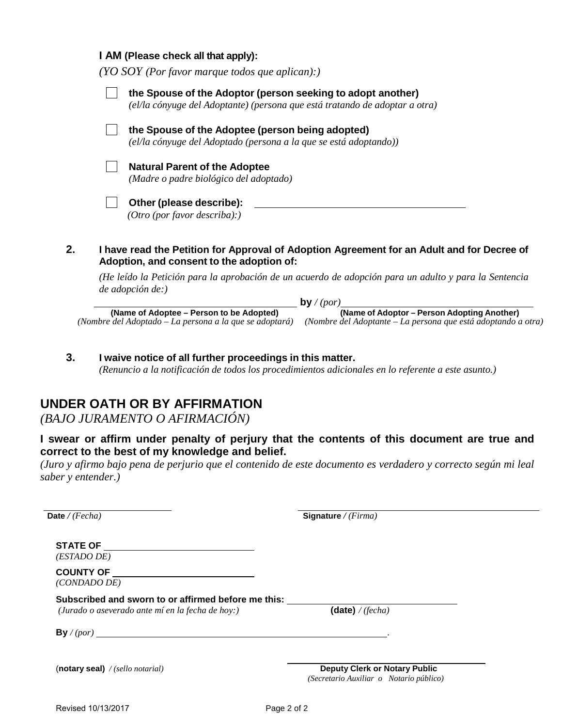**I AM (Please check all that apply):**

*(YO SOY (Por favor marque todos que aplican):)*

- ☐ **the Spouse of the Adoptor (person seeking to adopt another)**
  *(el/la cónyuge del Adoptante) (persona que está tratando de adoptar a otra)*
- ☐ **the Spouse of the Adoptee (person being adopted)**
  *(el/la cónyuge del Adoptado (persona a la que se está adoptando))*
- ☐ **Natural Parent of the Adoptee**
  *(Madre o padre biológico del adoptado)*
- ☐ **Other (please describe):** ______________________________
  *(Otro (por favor describa):)*

**2.** **I have read the Petition for Approval of Adoption Agreement for an Adult and for Decree of Adoption, and consent to the adoption of:**

*(He leído la Petición para la aprobación de un acuerdo de adopción para un adulto y para la Sentencia de adopción de:)*

______________________________ **by** */ (por)* ______________________________

**(Name of Adoptee – Person to be Adopted)**
*(Nombre del Adoptado – La persona a la que se adoptará)*

**(Name of Adoptor – Person Adopting Another)**
*(Nombre del Adoptante – La persona que está adoptando a otra)*

**3.** **I waive notice of all further proceedings in this matter.**
*(Renuncio a la notificación de todos los procedimientos adicionales en lo referente a este asunto.)*

## UNDER OATH OR BY AFFIRMATION

*(BAJO JURAMENTO O AFIRMACIÓN)*

**I swear or affirm under penalty of perjury that the contents of this document are true and correct to the best of my knowledge and belief.**
*(Juro y afirmo bajo pena de perjurio que el contenido de este documento es verdadero y correcto según mi leal saber y entender.)*

______________________________ ______________________________

**Date** */ (Fecha)* **Signature** */ (Firma)*

**STATE OF** ______________________________
*(ESTADO DE)*

**COUNTY OF** ______________________________
*(CONDADO DE)*

**Subscribed and sworn to or affirmed before me this:** ______________________________
*(Jurado o aseverado ante mí en la fecha de hoy:)* **(date)** */ (fecha)*

**By** */ (por)* ______________________________.

(**notary seal)** */ (sello notarial)*

______________________________
**Deputy Clerk or Notary Public**
*(Secretario Auxiliar o Notario público)*

Revised 10/13/2017